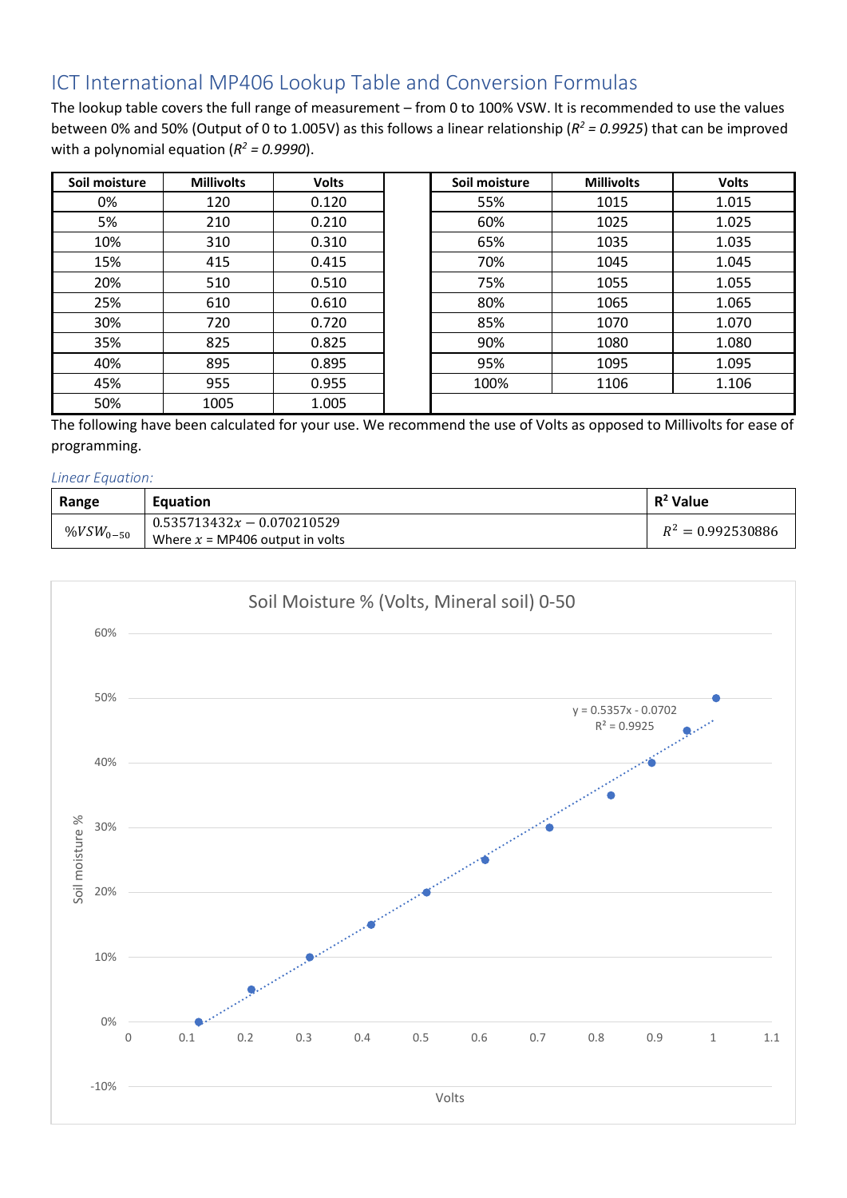## ICT International MP406 Lookup Table and Conversion Formulas

The lookup table covers the full range of measurement – from 0 to 100% VSW. It is recommended to use the values between 0% and 50% (Output of 0 to 1.005V) as this follows a linear relationship ($R^2 = 0.9925$) that can be improved with a polynomial equation ($R^2 = 0.9990$).

| Soil moisture | Millivolts | Volts | Soil moisture | Millivolts | Volts |
|---|---|---|---|---|---|
| 0% | 120 | 0.120 | 55% | 1015 | 1.015 |
| 5% | 210 | 0.210 | 60% | 1025 | 1.025 |
| 10% | 310 | 0.310 | 65% | 1035 | 1.035 |
| 15% | 415 | 0.415 | 70% | 1045 | 1.045 |
| 20% | 510 | 0.510 | 75% | 1055 | 1.055 |
| 25% | 610 | 0.610 | 80% | 1065 | 1.065 |
| 30% | 720 | 0.720 | 85% | 1070 | 1.070 |
| 35% | 825 | 0.825 | 90% | 1080 | 1.080 |
| 40% | 895 | 0.895 | 95% | 1095 | 1.095 |
| 45% | 955 | 0.955 | 100% | 1106 | 1.106 |
| 50% | 1005 | 1.005 | | | |

The following have been calculated for your use. We recommend the use of Volts as opposed to Millivolts for ease of programming.

*Linear Equation:*

| Range | Equation | R² Value |
|---|---|---|
| $\%VSW_{0-50}$ | $0.535713432x - 0.070210529$<br>Where $x$ = MP406 output in volts | $R^2 = 0.992530886$ |

Soil Moisture % (Volts, Mineral soil) 0-50

$y = 0.5357x - 0.0702$
$R^2 = 0.9925$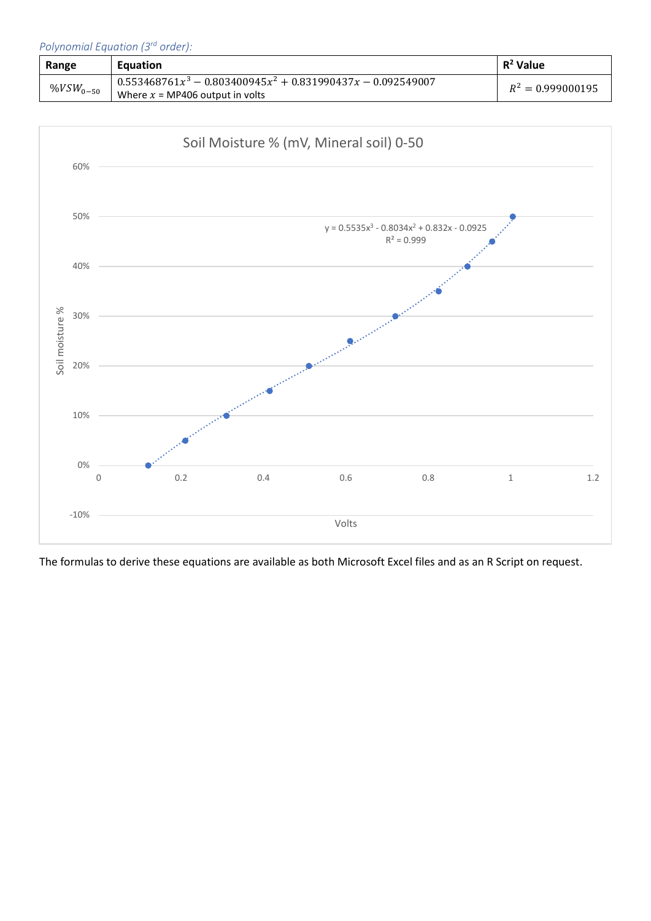*Polynomial Equation (3rd order):*

| Range | Equation | $R^2$ Value |
|---|---|---|
| $\%VSW_{0-50}$ | $0.553468761x^3 - 0.803400945x^2 + 0.831990437x - 0.092549007$ Where $x$ = MP406 output in volts | $R^2 = 0.999000195$ |

Soil Moisture % (mV, Mineral soil) 0-50

y = 0.5535x³ - 0.8034x² + 0.832x - 0.0925
R² = 0.999

60%
50%
40%
30%
20%
10%
0%
-10%

Soil moisture %

0
0.2
0.4
0.6
0.8
1
1.2

Volts

The formulas to derive these equations are available as both Microsoft Excel files and as an R Script on request.